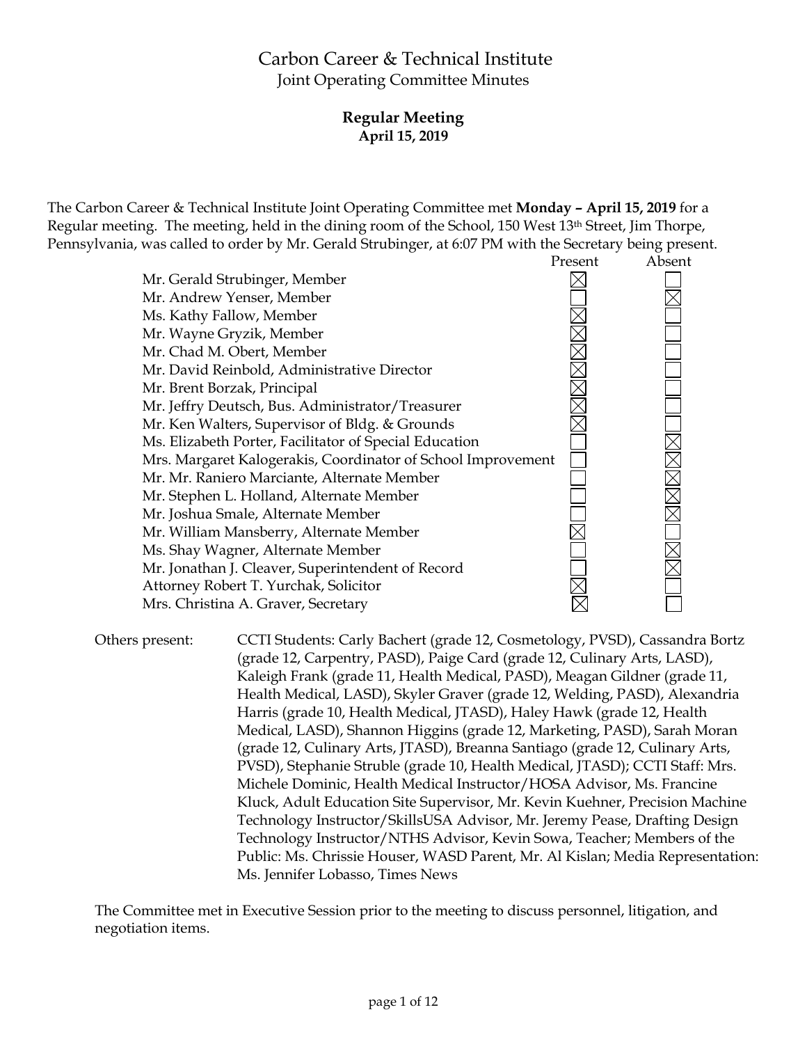# Carbon Career & Technical Institute

Joint Operating Committee Minutes

**Regular Meeting**
**April 15, 2019**

The Carbon Career & Technical Institute Joint Operating Committee met **Monday – April 15, 2019** for a Regular meeting. The meeting, held in the dining room of the School, 150 West 13th Street, Jim Thorpe, Pennsylvania, was called to order by Mr. Gerald Strubinger, at 6:07 PM with the Secretary being present.

| | Present | Absent |
|---|---|---|
| Mr. Gerald Strubinger, Member | ☒ | ☐ |
| Mr. Andrew Yenser, Member | ☐ | ☒ |
| Ms. Kathy Fallow, Member | ☒ | ☐ |
| Mr. Wayne Gryzik, Member | ☒ | ☐ |
| Mr. Chad M. Obert, Member | ☒ | ☐ |
| Mr. David Reinbold, Administrative Director | ☒ | ☐ |
| Mr. Brent Borzak, Principal | ☒ | ☐ |
| Mr. Jeffry Deutsch, Bus. Administrator/Treasurer | ☒ | ☐ |
| Mr. Ken Walters, Supervisor of Bldg. & Grounds | ☒ | ☐ |
| Ms. Elizabeth Porter, Facilitator of Special Education | ☐ | ☒ |
| Mrs. Margaret Kalogerakis, Coordinator of School Improvement | ☐ | ☒ |
| Mr. Mr. Raniero Marciante, Alternate Member | ☐ | ☒ |
| Mr. Stephen L. Holland, Alternate Member | ☐ | ☒ |
| Mr. Joshua Smale, Alternate Member | ☐ | ☒ |
| Mr. William Mansberry, Alternate Member | ☒ | ☐ |
| Ms. Shay Wagner, Alternate Member | ☐ | ☒ |
| Mr. Jonathan J. Cleaver, Superintendent of Record | ☐ | ☒ |
| Attorney Robert T. Yurchak, Solicitor | ☒ | ☐ |
| Mrs. Christina A. Graver, Secretary | ☒ | ☐ |

Others present: CCTI Students: Carly Bachert (grade 12, Cosmetology, PVSD), Cassandra Bortz (grade 12, Carpentry, PASD), Paige Card (grade 12, Culinary Arts, LASD), Kaleigh Frank (grade 11, Health Medical, PASD), Meagan Gildner (grade 11, Health Medical, LASD), Skyler Graver (grade 12, Welding, PASD), Alexandria Harris (grade 10, Health Medical, JTASD), Haley Hawk (grade 12, Health Medical, LASD), Shannon Higgins (grade 12, Marketing, PASD), Sarah Moran (grade 12, Culinary Arts, JTASD), Breanna Santiago (grade 12, Culinary Arts, PVSD), Stephanie Struble (grade 10, Health Medical, JTASD); CCTI Staff: Mrs. Michele Dominic, Health Medical Instructor/HOSA Advisor, Ms. Francine Kluck, Adult Education Site Supervisor, Mr. Kevin Kuehner, Precision Machine Technology Instructor/SkillsUSA Advisor, Mr. Jeremy Pease, Drafting Design Technology Instructor/NTHS Advisor, Kevin Sowa, Teacher; Members of the Public: Ms. Chrissie Houser, WASD Parent, Mr. Al Kislan; Media Representation: Ms. Jennifer Lobasso, Times News

The Committee met in Executive Session prior to the meeting to discuss personnel, litigation, and negotiation items.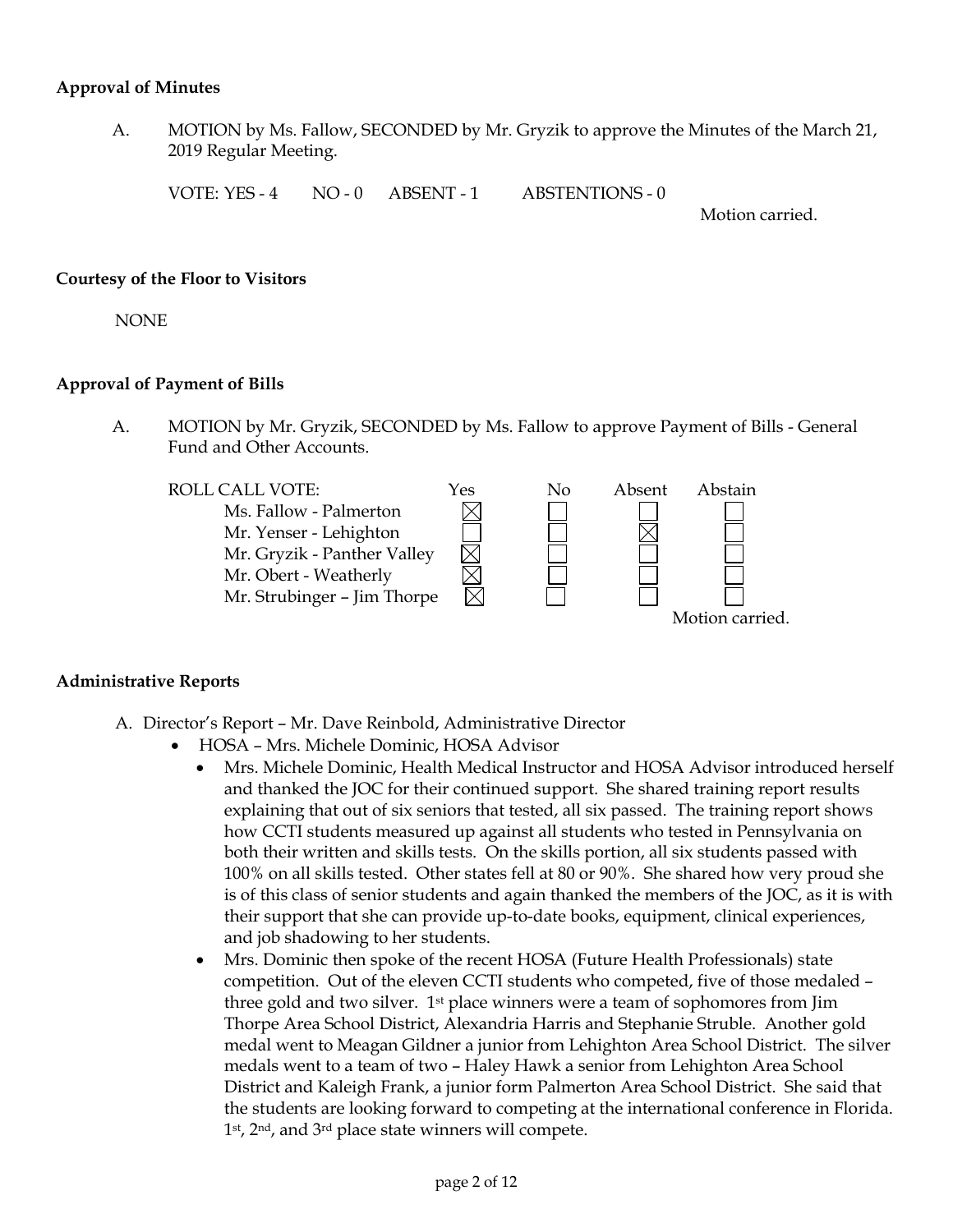**Approval of Minutes**

A. MOTION by Ms. Fallow, SECONDED by Mr. Gryzik to approve the Minutes of the March 21, 2019 Regular Meeting.

VOTE: YES - 4 NO - 0 ABSENT - 1 ABSTENTIONS - 0

Motion carried.

**Courtesy of the Floor to Visitors**

NONE

**Approval of Payment of Bills**

A. MOTION by Mr. Gryzik, SECONDED by Ms. Fallow to approve Payment of Bills - General Fund and Other Accounts.

| ROLL CALL VOTE: | Yes | No | Absent | Abstain |
|---|---|---|---|---|
| Ms. Fallow - Palmerton | ☒ | ☐ | ☐ | ☐ |
| Mr. Yenser - Lehighton | ☐ | ☐ | ☒ | ☐ |
| Mr. Gryzik - Panther Valley | ☒ | ☐ | ☐ | ☐ |
| Mr. Obert - Weatherly | ☒ | ☐ | ☐ | ☐ |
| Mr. Strubinger – Jim Thorpe | ☒ | ☐ | ☐ | ☐ |

Motion carried.

**Administrative Reports**

A. Director's Report – Mr. Dave Reinbold, Administrative Director
- HOSA – Mrs. Michele Dominic, HOSA Advisor
  - Mrs. Michele Dominic, Health Medical Instructor and HOSA Advisor introduced herself and thanked the JOC for their continued support. She shared training report results explaining that out of six seniors that tested, all six passed. The training report shows how CCTI students measured up against all students who tested in Pennsylvania on both their written and skills tests. On the skills portion, all six students passed with 100% on all skills tested. Other states fell at 80 or 90%. She shared how very proud she is of this class of senior students and again thanked the members of the JOC, as it is with their support that she can provide up-to-date books, equipment, clinical experiences, and job shadowing to her students.
  - Mrs. Dominic then spoke of the recent HOSA (Future Health Professionals) state competition. Out of the eleven CCTI students who competed, five of those medaled – three gold and two silver. 1st place winners were a team of sophomores from Jim Thorpe Area School District, Alexandria Harris and Stephanie Struble. Another gold medal went to Meagan Gildner a junior from Lehighton Area School District. The silver medals went to a team of two – Haley Hawk a senior from Lehighton Area School District and Kaleigh Frank, a junior form Palmerton Area School District. She said that the students are looking forward to competing at the international conference in Florida. 1st, 2nd, and 3rd place state winners will compete.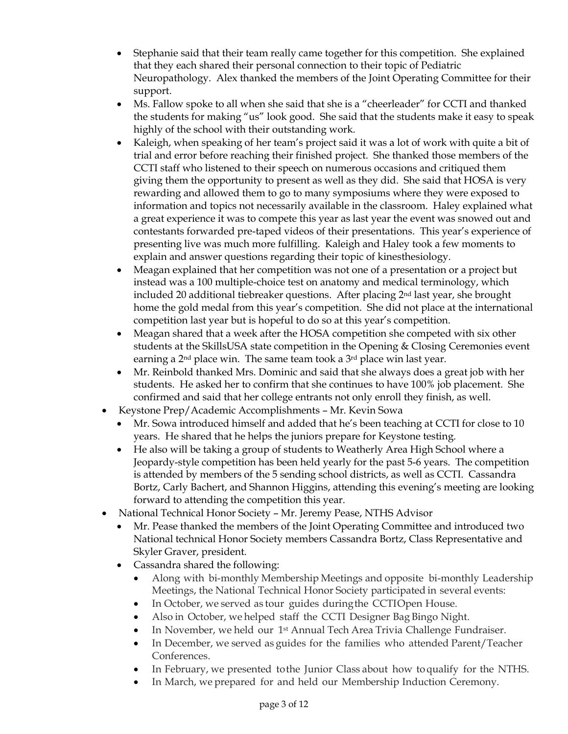- Stephanie said that their team really came together for this competition. She explained that they each shared their personal connection to their topic of Pediatric Neuropathology. Alex thanked the members of the Joint Operating Committee for their support.
- Ms. Fallow spoke to all when she said that she is a "cheerleader" for CCTI and thanked the students for making "us" look good. She said that the students make it easy to speak highly of the school with their outstanding work.
- Kaleigh, when speaking of her team's project said it was a lot of work with quite a bit of trial and error before reaching their finished project. She thanked those members of the CCTI staff who listened to their speech on numerous occasions and critiqued them giving them the opportunity to present as well as they did. She said that HOSA is very rewarding and allowed them to go to many symposiums where they were exposed to information and topics not necessarily available in the classroom. Haley explained what a great experience it was to compete this year as last year the event was snowed out and contestants forwarded pre-taped videos of their presentations. This year's experience of presenting live was much more fulfilling. Kaleigh and Haley took a few moments to explain and answer questions regarding their topic of kinesthesiology.
- Meagan explained that her competition was not one of a presentation or a project but instead was a 100 multiple-choice test on anatomy and medical terminology, which included 20 additional tiebreaker questions. After placing 2nd last year, she brought home the gold medal from this year's competition. She did not place at the international competition last year but is hopeful to do so at this year's competition.
- Meagan shared that a week after the HOSA competition she competed with six other students at the SkillsUSA state competition in the Opening & Closing Ceremonies event earning a 2nd place win. The same team took a 3rd place win last year.
- Mr. Reinbold thanked Mrs. Dominic and said that she always does a great job with her students. He asked her to confirm that she continues to have 100% job placement. She confirmed and said that her college entrants not only enroll they finish, as well.

- Keystone Prep/Academic Accomplishments – Mr. Kevin Sowa
  - Mr. Sowa introduced himself and added that he's been teaching at CCTI for close to 10 years. He shared that he helps the juniors prepare for Keystone testing.
  - He also will be taking a group of students to Weatherly Area High School where a Jeopardy-style competition has been held yearly for the past 5-6 years. The competition is attended by members of the 5 sending school districts, as well as CCTI. Cassandra Bortz, Carly Bachert, and Shannon Higgins, attending this evening's meeting are looking forward to attending the competition this year.
- National Technical Honor Society – Mr. Jeremy Pease, NTHS Advisor
  - Mr. Pease thanked the members of the Joint Operating Committee and introduced two National technical Honor Society members Cassandra Bortz, Class Representative and Skyler Graver, president.
  - Cassandra shared the following:
    - Along with bi-monthly Membership Meetings and opposite bi-monthly Leadership Meetings, the National Technical Honor Society participated in several events:
    - In October, we served as tour guides during the CCTI Open House.
    - Also in October, we helped staff the CCTI Designer Bag Bingo Night.
    - In November, we held our 1st Annual Tech Area Trivia Challenge Fundraiser.
    - In December, we served as guides for the families who attended Parent/Teacher Conferences.
    - In February, we presented to the Junior Class about how to qualify for the NTHS.
    - In March, we prepared for and held our Membership Induction Ceremony.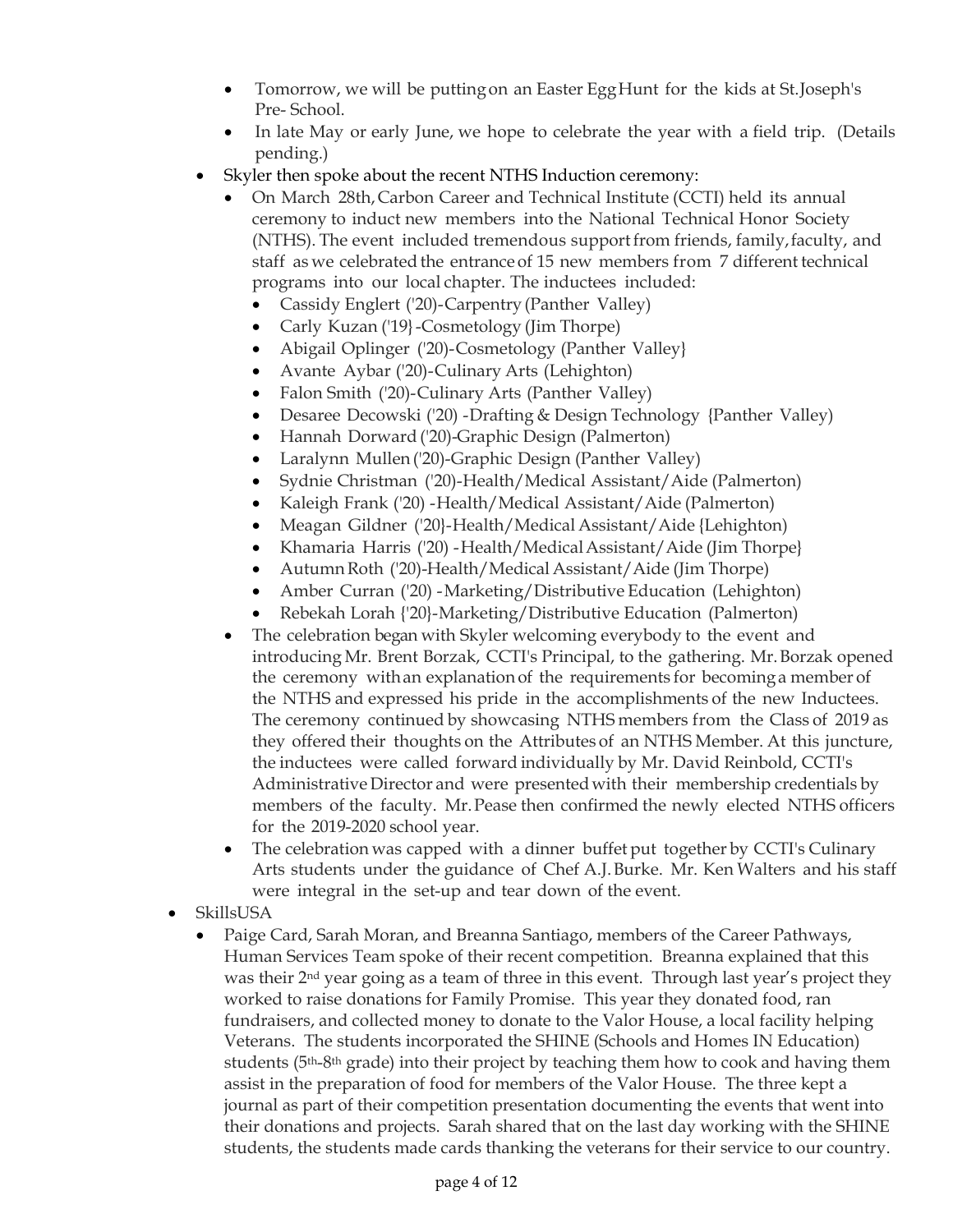- Tomorrow, we will be putting on an Easter Egg Hunt for the kids at St.Joseph's Pre- School.
  - In late May or early June, we hope to celebrate the year with a field trip. (Details pending.)
- Skyler then spoke about the recent NTHS Induction ceremony:
  - On March 28th, Carbon Career and Technical Institute (CCTI) held its annual ceremony to induct new members into the National Technical Honor Society (NTHS). The event included tremendous support from friends, family, faculty, and staff as we celebrated the entrance of 15 new members from 7 different technical programs into our local chapter. The inductees included:
    - Cassidy Englert ('20)-Carpentry (Panther Valley)
    - Carly Kuzan ('19}-Cosmetology (Jim Thorpe)
    - Abigail Oplinger ('20)-Cosmetology (Panther Valley}
    - Avante Aybar ('20)-Culinary Arts (Lehighton)
    - Falon Smith ('20)-Culinary Arts (Panther Valley)
    - Desaree Decowski ('20) -Drafting & Design Technology {Panther Valley)
    - Hannah Dorward ('20)-Graphic Design (Palmerton)
    - Laralynn Mullen ('20)-Graphic Design (Panther Valley)
    - Sydnie Christman ('20)-Health/Medical Assistant/Aide (Palmerton)
    - Kaleigh Frank ('20) -Health/Medical Assistant/Aide (Palmerton)
    - Meagan Gildner ('20}-Health/Medical Assistant/Aide {Lehighton)
    - Khamaria Harris ('20) -Health/Medical Assistant/Aide (Jim Thorpe}
    - Autumn Roth ('20)-Health/Medical Assistant/Aide (Jim Thorpe)
    - Amber Curran ('20) -Marketing/Distributive Education (Lehighton)
    - Rebekah Lorah {'20}-Marketing/Distributive Education (Palmerton)
  - The celebration began with Skyler welcoming everybody to the event and introducing Mr. Brent Borzak, CCTI's Principal, to the gathering. Mr. Borzak opened the ceremony with an explanation of the requirements for becoming a member of the NTHS and expressed his pride in the accomplishments of the new Inductees. The ceremony continued by showcasing NTHS members from the Class of 2019 as they offered their thoughts on the Attributes of an NTHS Member. At this juncture, the inductees were called forward individually by Mr. David Reinbold, CCTI's Administrative Director and were presented with their membership credentials by members of the faculty. Mr. Pease then confirmed the newly elected NTHS officers for the 2019-2020 school year.
  - The celebration was capped with a dinner buffet put together by CCTI's Culinary Arts students under the guidance of Chef A.J. Burke. Mr. Ken Walters and his staff were integral in the set-up and tear down of the event.
- SkillsUSA
  - Paige Card, Sarah Moran, and Breanna Santiago, members of the Career Pathways, Human Services Team spoke of their recent competition. Breanna explained that this was their 2nd year going as a team of three in this event. Through last year's project they worked to raise donations for Family Promise. This year they donated food, ran fundraisers, and collected money to donate to the Valor House, a local facility helping Veterans. The students incorporated the SHINE (Schools and Homes IN Education) students (5th-8th grade) into their project by teaching them how to cook and having them assist in the preparation of food for members of the Valor House. The three kept a journal as part of their competition presentation documenting the events that went into their donations and projects. Sarah shared that on the last day working with the SHINE students, the students made cards thanking the veterans for their service to our country.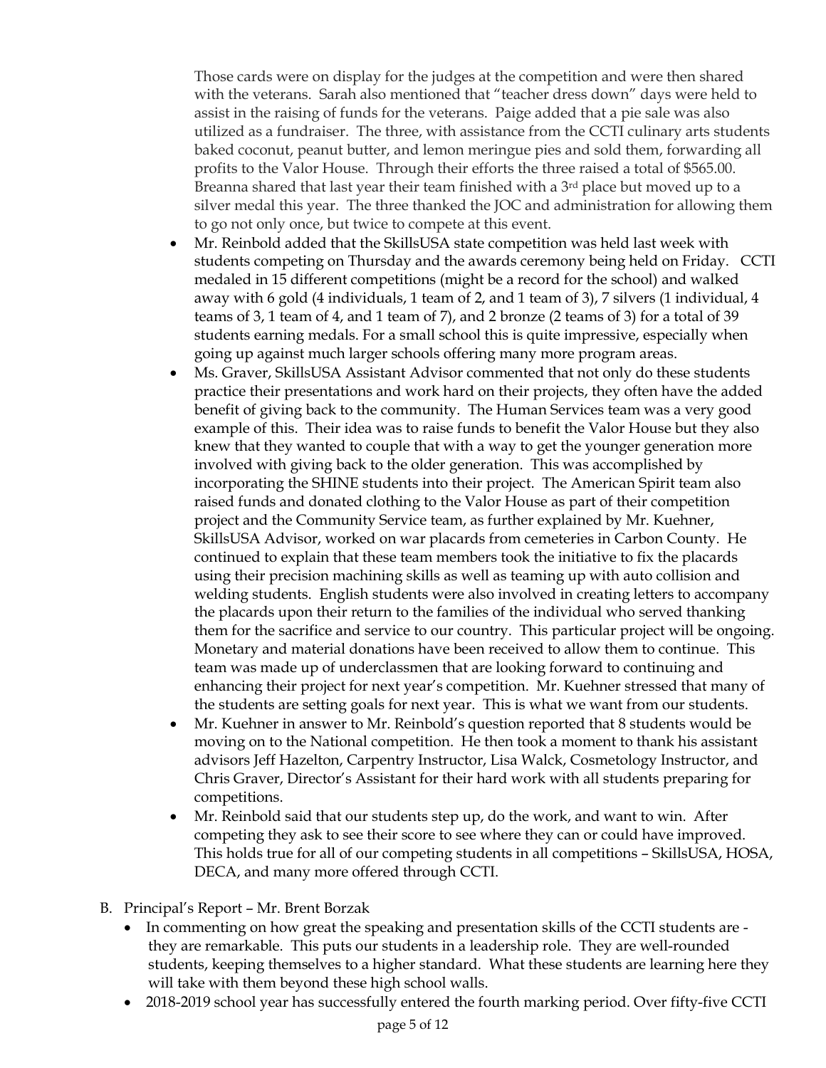Those cards were on display for the judges at the competition and were then shared with the veterans. Sarah also mentioned that "teacher dress down" days were held to assist in the raising of funds for the veterans. Paige added that a pie sale was also utilized as a fundraiser. The three, with assistance from the CCTI culinary arts students baked coconut, peanut butter, and lemon meringue pies and sold them, forwarding all profits to the Valor House. Through their efforts the three raised a total of $565.00. Breanna shared that last year their team finished with a 3rd place but moved up to a silver medal this year. The three thanked the JOC and administration for allowing them to go not only once, but twice to compete at this event.

- Mr. Reinbold added that the SkillsUSA state competition was held last week with students competing on Thursday and the awards ceremony being held on Friday. CCTI medaled in 15 different competitions (might be a record for the school) and walked away with 6 gold (4 individuals, 1 team of 2, and 1 team of 3), 7 silvers (1 individual, 4 teams of 3, 1 team of 4, and 1 team of 7), and 2 bronze (2 teams of 3) for a total of 39 students earning medals. For a small school this is quite impressive, especially when going up against much larger schools offering many more program areas.
- Ms. Graver, SkillsUSA Assistant Advisor commented that not only do these students practice their presentations and work hard on their projects, they often have the added benefit of giving back to the community. The Human Services team was a very good example of this. Their idea was to raise funds to benefit the Valor House but they also knew that they wanted to couple that with a way to get the younger generation more involved with giving back to the older generation. This was accomplished by incorporating the SHINE students into their project. The American Spirit team also raised funds and donated clothing to the Valor House as part of their competition project and the Community Service team, as further explained by Mr. Kuehner, SkillsUSA Advisor, worked on war placards from cemeteries in Carbon County. He continued to explain that these team members took the initiative to fix the placards using their precision machining skills as well as teaming up with auto collision and welding students. English students were also involved in creating letters to accompany the placards upon their return to the families of the individual who served thanking them for the sacrifice and service to our country. This particular project will be ongoing. Monetary and material donations have been received to allow them to continue. This team was made up of underclassmen that are looking forward to continuing and enhancing their project for next year's competition. Mr. Kuehner stressed that many of the students are setting goals for next year. This is what we want from our students.
- Mr. Kuehner in answer to Mr. Reinbold's question reported that 8 students would be moving on to the National competition. He then took a moment to thank his assistant advisors Jeff Hazelton, Carpentry Instructor, Lisa Walck, Cosmetology Instructor, and Chris Graver, Director's Assistant for their hard work with all students preparing for competitions.
- Mr. Reinbold said that our students step up, do the work, and want to win. After competing they ask to see their score to see where they can or could have improved. This holds true for all of our competing students in all competitions – SkillsUSA, HOSA, DECA, and many more offered through CCTI.

B. Principal's Report – Mr. Brent Borzak

- In commenting on how great the speaking and presentation skills of the CCTI students are - they are remarkable. This puts our students in a leadership role. They are well-rounded students, keeping themselves to a higher standard. What these students are learning here they will take with them beyond these high school walls.
- 2018-2019 school year has successfully entered the fourth marking period. Over fifty-five CCTI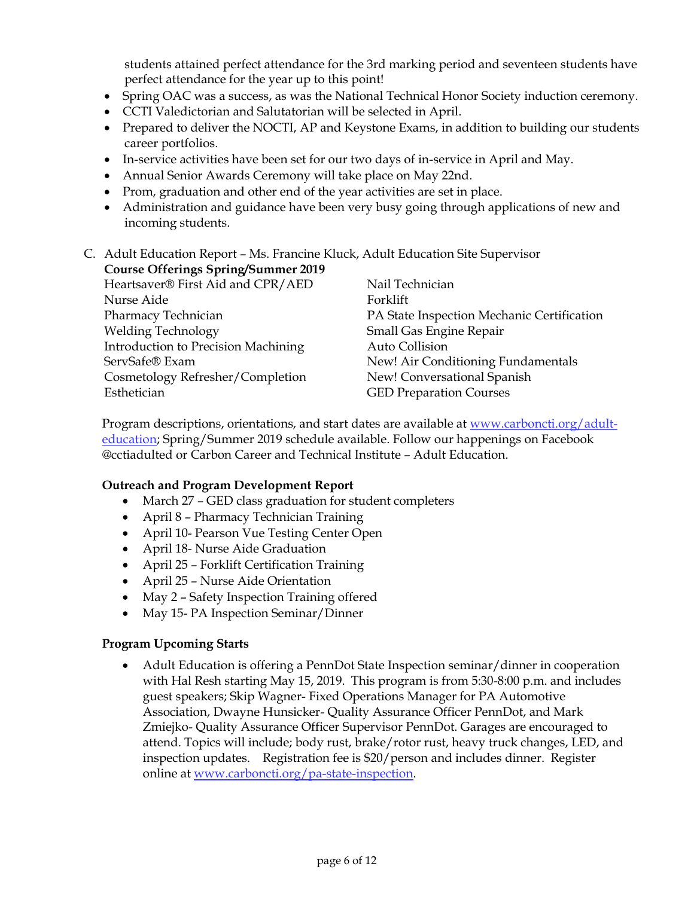students attained perfect attendance for the 3rd marking period and seventeen students have perfect attendance for the year up to this point!

- Spring OAC was a success, as was the National Technical Honor Society induction ceremony.
- CCTI Valedictorian and Salutatorian will be selected in April.
- Prepared to deliver the NOCTI, AP and Keystone Exams, in addition to building our students career portfolios.
- In-service activities have been set for our two days of in-service in April and May.
- Annual Senior Awards Ceremony will take place on May 22nd.
- Prom, graduation and other end of the year activities are set in place.
- Administration and guidance have been very busy going through applications of new and incoming students.

C. Adult Education Report – Ms. Francine Kluck, Adult Education Site Supervisor

**Course Offerings Spring/Summer 2019**

Heartsaver® First Aid and CPR/AED
Nurse Aide
Pharmacy Technician
Welding Technology
Introduction to Precision Machining
ServSafe® Exam
Cosmetology Refresher/Completion
Esthetician
Nail Technician
Forklift
PA State Inspection Mechanic Certification
Small Gas Engine Repair
Auto Collision
New! Air Conditioning Fundamentals
New! Conversational Spanish
GED Preparation Courses

Program descriptions, orientations, and start dates are available at www.carboncti.org/adult-education; Spring/Summer 2019 schedule available. Follow our happenings on Facebook @cctiadulted or Carbon Career and Technical Institute – Adult Education.

**Outreach and Program Development Report**

- March 27 – GED class graduation for student completers
- April 8 – Pharmacy Technician Training
- April 10- Pearson Vue Testing Center Open
- April 18- Nurse Aide Graduation
- April 25 – Forklift Certification Training
- April 25 – Nurse Aide Orientation
- May 2 – Safety Inspection Training offered
- May 15- PA Inspection Seminar/Dinner

**Program Upcoming Starts**

- Adult Education is offering a PennDot State Inspection seminar/dinner in cooperation with Hal Resh starting May 15, 2019. This program is from 5:30-8:00 p.m. and includes guest speakers; Skip Wagner- Fixed Operations Manager for PA Automotive Association, Dwayne Hunsicker- Quality Assurance Officer PennDot, and Mark Zmiejko- Quality Assurance Officer Supervisor PennDot. Garages are encouraged to attend. Topics will include; body rust, brake/rotor rust, heavy truck changes, LED, and inspection updates. Registration fee is $20/person and includes dinner. Register online at www.carboncti.org/pa-state-inspection.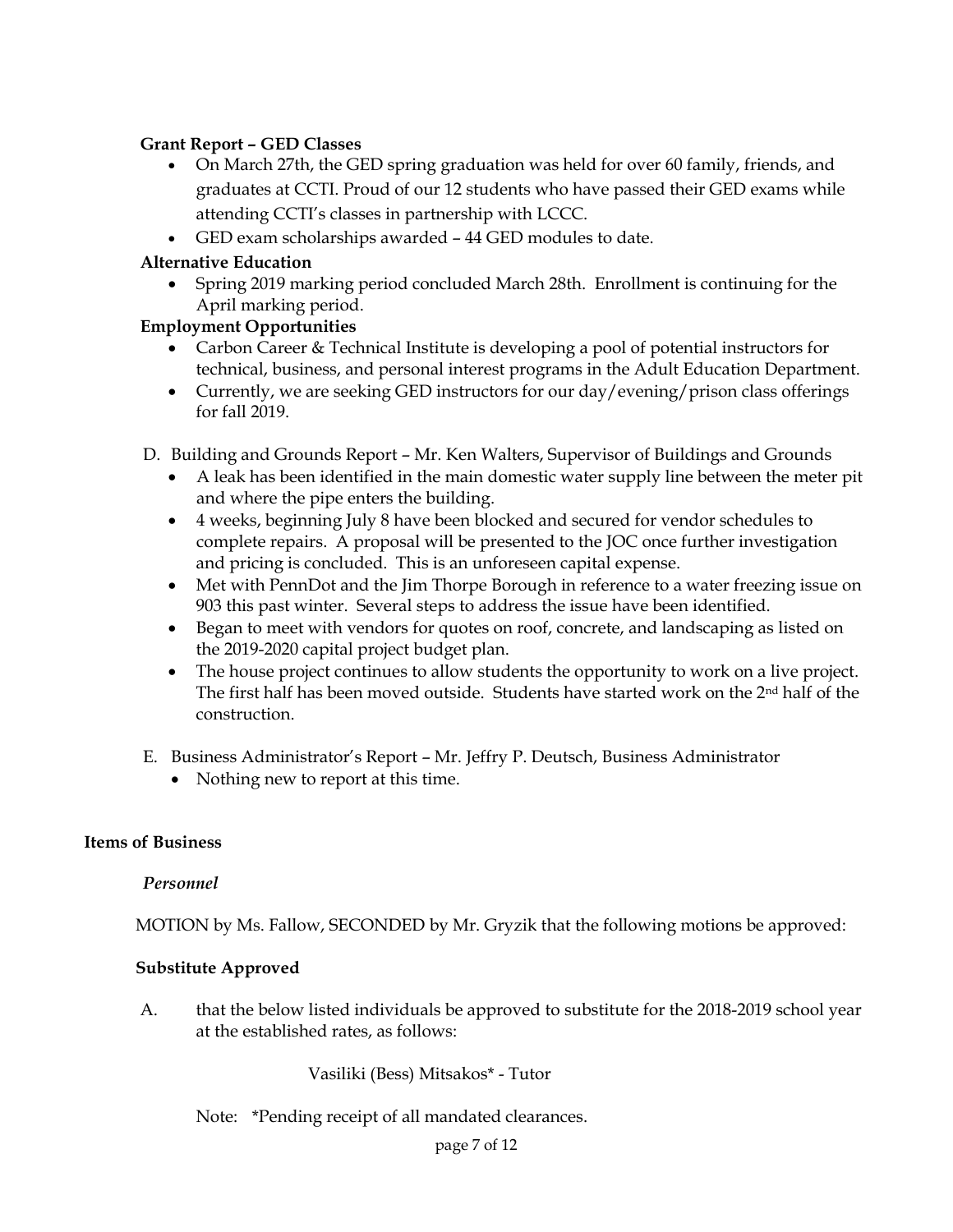**Grant Report – GED Classes**

- On March 27th, the GED spring graduation was held for over 60 family, friends, and graduates at CCTI. Proud of our 12 students who have passed their GED exams while attending CCTI's classes in partnership with LCCC.
- GED exam scholarships awarded – 44 GED modules to date.

**Alternative Education**

- Spring 2019 marking period concluded March 28th. Enrollment is continuing for the April marking period.

**Employment Opportunities**

- Carbon Career & Technical Institute is developing a pool of potential instructors for technical, business, and personal interest programs in the Adult Education Department.
- Currently, we are seeking GED instructors for our day/evening/prison class offerings for fall 2019.

D. Building and Grounds Report – Mr. Ken Walters, Supervisor of Buildings and Grounds

- A leak has been identified in the main domestic water supply line between the meter pit and where the pipe enters the building.
- 4 weeks, beginning July 8 have been blocked and secured for vendor schedules to complete repairs. A proposal will be presented to the JOC once further investigation and pricing is concluded. This is an unforeseen capital expense.
- Met with PennDot and the Jim Thorpe Borough in reference to a water freezing issue on 903 this past winter. Several steps to address the issue have been identified.
- Began to meet with vendors for quotes on roof, concrete, and landscaping as listed on the 2019-2020 capital project budget plan.
- The house project continues to allow students the opportunity to work on a live project. The first half has been moved outside. Students have started work on the 2nd half of the construction.

E. Business Administrator's Report – Mr. Jeffry P. Deutsch, Business Administrator

- Nothing new to report at this time.

**Items of Business**

***Personnel***

MOTION by Ms. Fallow, SECONDED by Mr. Gryzik that the following motions be approved:

**Substitute Approved**

A. that the below listed individuals be approved to substitute for the 2018-2019 school year at the established rates, as follows:

Vasiliki (Bess) Mitsakos* - Tutor

Note: *Pending receipt of all mandated clearances.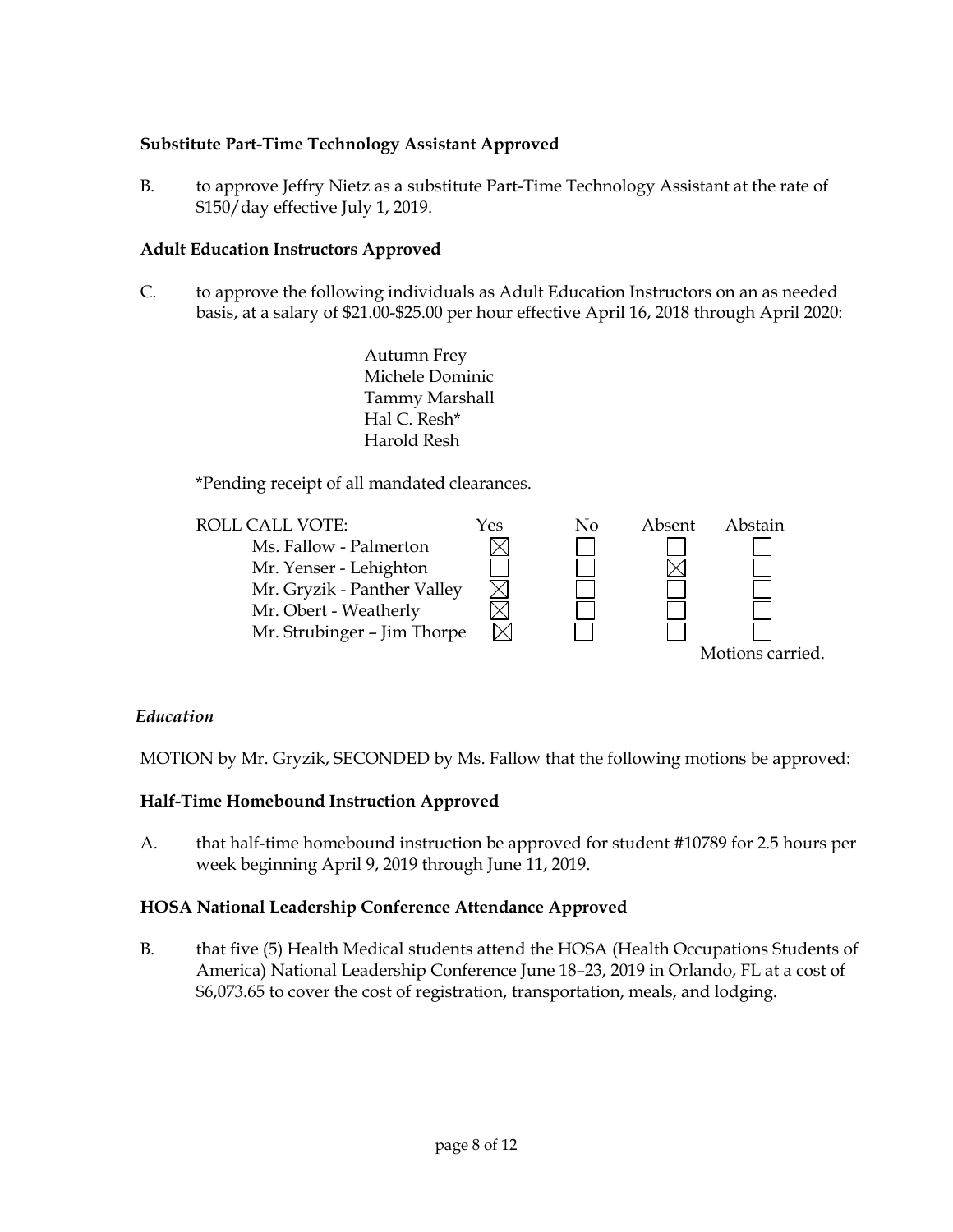**Substitute Part-Time Technology Assistant Approved**

B. to approve Jeffry Nietz as a substitute Part-Time Technology Assistant at the rate of $150/day effective July 1, 2019.

**Adult Education Instructors Approved**

C. to approve the following individuals as Adult Education Instructors on an as needed basis, at a salary of $21.00-$25.00 per hour effective April 16, 2018 through April 2020:

Autumn Frey
Michele Dominic
Tammy Marshall
Hal C. Resh*
Harold Resh

*Pending receipt of all mandated clearances.

| ROLL CALL VOTE: | Yes | No | Absent | Abstain |
|---|---|---|---|---|
| Ms. Fallow - Palmerton | ☒ | ☐ | ☐ | ☐ |
| Mr. Yenser - Lehighton | ☐ | ☐ | ☒ | ☐ |
| Mr. Gryzik - Panther Valley | ☒ | ☐ | ☐ | ☐ |
| Mr. Obert - Weatherly | ☒ | ☐ | ☐ | ☐ |
| Mr. Strubinger – Jim Thorpe | ☒ | ☐ | ☐ | ☐ |

Motions carried.

*Education*

MOTION by Mr. Gryzik, SECONDED by Ms. Fallow that the following motions be approved:

**Half-Time Homebound Instruction Approved**

A. that half-time homebound instruction be approved for student #10789 for 2.5 hours per week beginning April 9, 2019 through June 11, 2019.

**HOSA National Leadership Conference Attendance Approved**

B. that five (5) Health Medical students attend the HOSA (Health Occupations Students of America) National Leadership Conference June 18–23, 2019 in Orlando, FL at a cost of $6,073.65 to cover the cost of registration, transportation, meals, and lodging.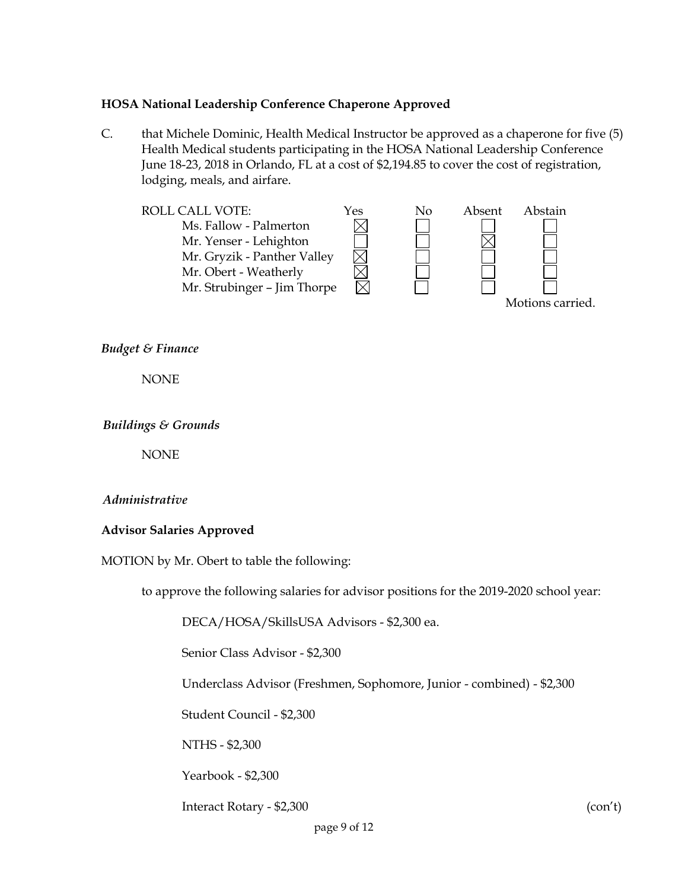**HOSA National Leadership Conference Chaperone Approved**

C. that Michele Dominic, Health Medical Instructor be approved as a chaperone for five (5) Health Medical students participating in the HOSA National Leadership Conference June 18-23, 2018 in Orlando, FL at a cost of $2,194.85 to cover the cost of registration, lodging, meals, and airfare.

| ROLL CALL VOTE: | Yes | No | Absent | Abstain |
|---|---|---|---|---|
| Ms. Fallow - Palmerton | ☒ | ☐ | ☐ | ☐ |
| Mr. Yenser - Lehighton | ☐ | ☐ | ☒ | ☐ |
| Mr. Gryzik - Panther Valley | ☒ | ☐ | ☐ | ☐ |
| Mr. Obert - Weatherly | ☒ | ☐ | ☐ | ☐ |
| Mr. Strubinger – Jim Thorpe | ☒ | ☐ | ☐ | ☐ |

Motions carried.

*Budget & Finance*

NONE

*Buildings & Grounds*

NONE

*Administrative*

**Advisor Salaries Approved**

MOTION by Mr. Obert to table the following:

to approve the following salaries for advisor positions for the 2019-2020 school year:

DECA/HOSA/SkillsUSA Advisors - $2,300 ea.

Senior Class Advisor - $2,300

Underclass Advisor (Freshmen, Sophomore, Junior - combined) - $2,300

Student Council - $2,300

NTHS - $2,300

Yearbook - $2,300

Interact Rotary - $2,300 (con't)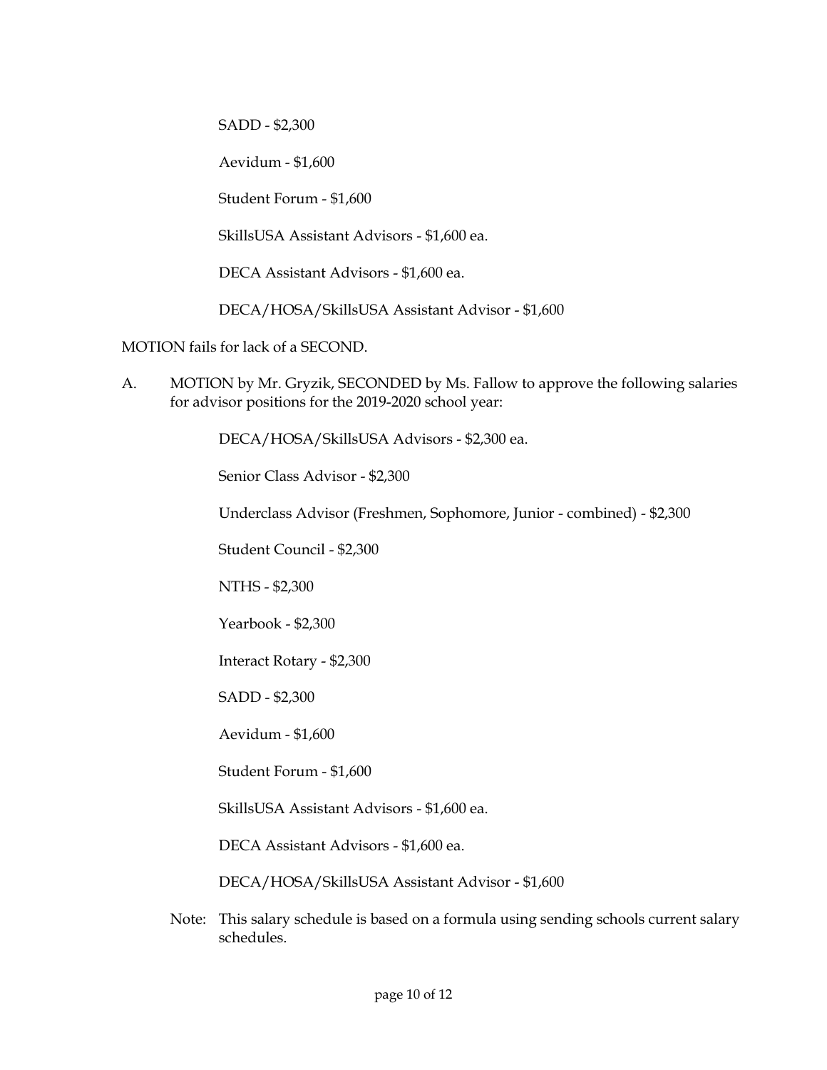SADD - $2,300

Aevidum - $1,600

Student Forum - $1,600

SkillsUSA Assistant Advisors - $1,600 ea.

DECA Assistant Advisors - $1,600 ea.

DECA/HOSA/SkillsUSA Assistant Advisor - $1,600

MOTION fails for lack of a SECOND.

A. MOTION by Mr. Gryzik, SECONDED by Ms. Fallow to approve the following salaries for advisor positions for the 2019-2020 school year:

DECA/HOSA/SkillsUSA Advisors - $2,300 ea.

Senior Class Advisor - $2,300

Underclass Advisor (Freshmen, Sophomore, Junior - combined) - $2,300

Student Council - $2,300

NTHS - $2,300

Yearbook - $2,300

Interact Rotary - $2,300

SADD - $2,300

Aevidum - $1,600

Student Forum - $1,600

SkillsUSA Assistant Advisors - $1,600 ea.

DECA Assistant Advisors - $1,600 ea.

DECA/HOSA/SkillsUSA Assistant Advisor - $1,600

Note: This salary schedule is based on a formula using sending schools current salary schedules.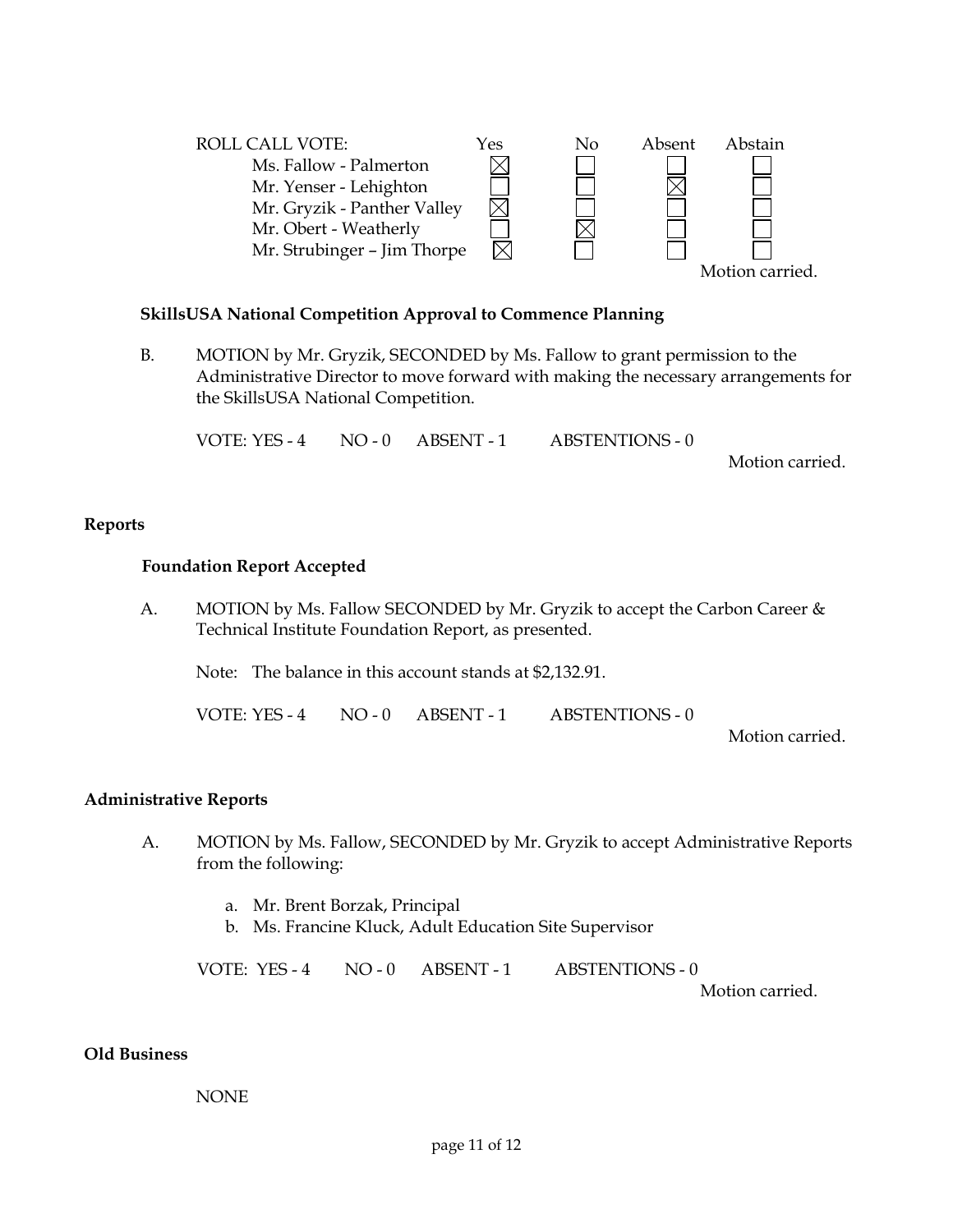| ROLL CALL VOTE: | Yes | No | Absent | Abstain |
|---|---|---|---|---|
| Ms. Fallow - Palmerton | ☒ | ☐ | ☐ | ☐ |
| Mr. Yenser - Lehighton | ☐ | ☐ | ☒ | ☐ |
| Mr. Gryzik - Panther Valley | ☒ | ☐ | ☐ | ☐ |
| Mr. Obert - Weatherly | ☐ | ☒ | ☐ | ☐ |
| Mr. Strubinger – Jim Thorpe | ☒ | ☐ | ☐ | ☐ |

Motion carried.

**SkillsUSA National Competition Approval to Commence Planning**

B. MOTION by Mr. Gryzik, SECONDED by Ms. Fallow to grant permission to the Administrative Director to move forward with making the necessary arrangements for the SkillsUSA National Competition.

VOTE: YES - 4 NO - 0 ABSENT - 1 ABSTENTIONS - 0

Motion carried.

## Reports

**Foundation Report Accepted**

A. MOTION by Ms. Fallow SECONDED by Mr. Gryzik to accept the Carbon Career & Technical Institute Foundation Report, as presented.

Note: The balance in this account stands at $2,132.91.

VOTE: YES - 4 NO - 0 ABSENT - 1 ABSTENTIONS - 0

Motion carried.

## Administrative Reports

A. MOTION by Ms. Fallow, SECONDED by Mr. Gryzik to accept Administrative Reports from the following:

a. Mr. Brent Borzak, Principal
b. Ms. Francine Kluck, Adult Education Site Supervisor

VOTE: YES - 4 NO - 0 ABSENT - 1 ABSTENTIONS - 0

Motion carried.

## Old Business

NONE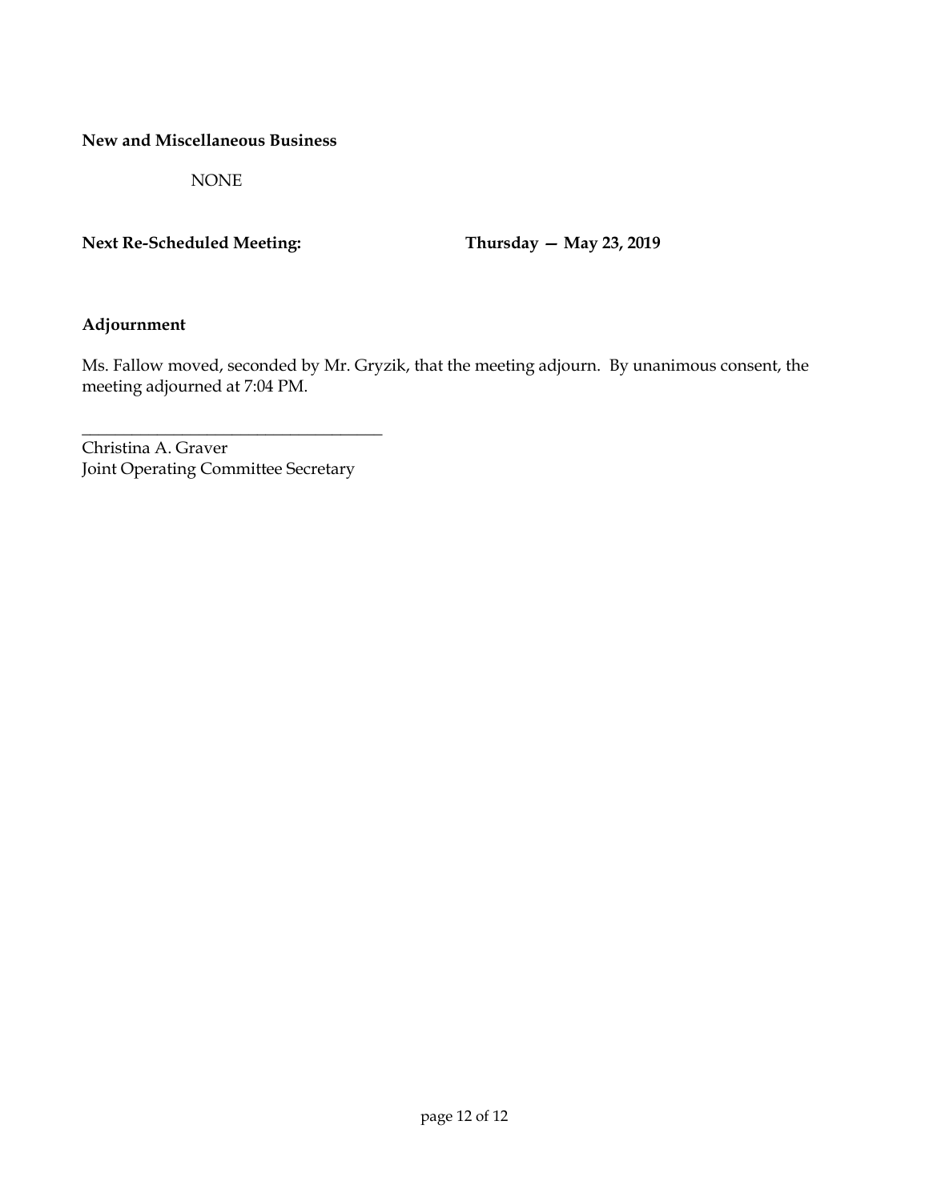**New and Miscellaneous Business**

NONE

**Next Re-Scheduled Meeting:** **Thursday — May 23, 2019**

**Adjournment**

Ms. Fallow moved, seconded by Mr. Gryzik, that the meeting adjourn. By unanimous consent, the meeting adjourned at 7:04 PM.

\_\_\_\_\_\_\_\_\_\_\_\_\_\_\_\_\_\_\_\_\_\_\_\_\_\_\_\_\_\_\_\_\_\_\_\_

Christina A. Graver
Joint Operating Committee Secretary